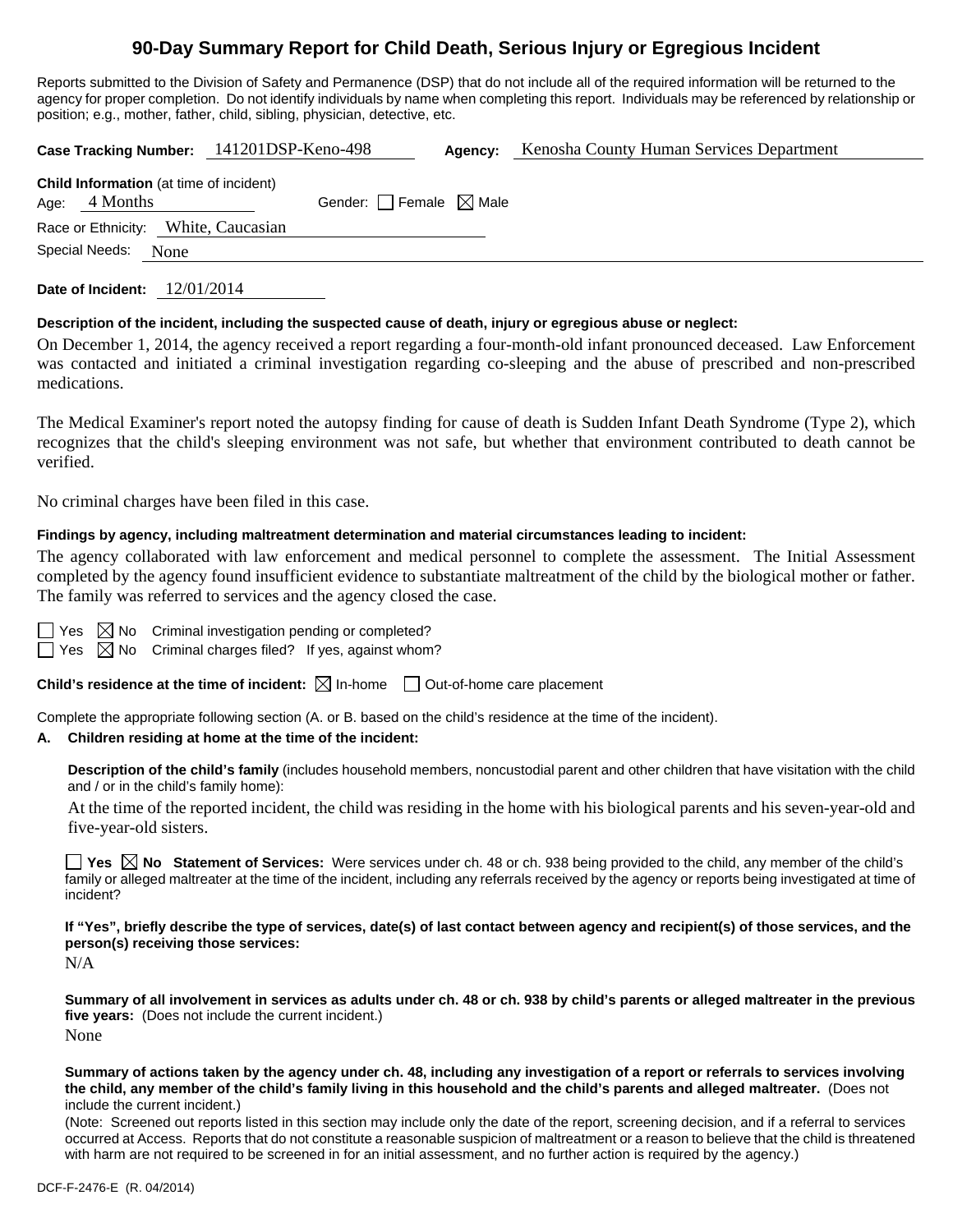# 90-Day Summary Report for Child Death, Serious Injury or Egregious Incident

Reports submitted to the Division of Safety and Permanence (DSP) that do not include all of the required information will be returned to the agency for proper completion. Do not identify individuals by name when completing this report. Individuals may be referenced by relationship or position; e.g., mother, father, child, sibling, physician, detective, etc.

**Case Tracking Number:** 141201DSP-Keno-498 **Agency:** Kenosha County Human Services Department

**Child Information** (at time of incident)

Age: 4 Months Gender: ☐ Female ☒ Male

Race or Ethnicity: White, Caucasian

Special Needs: None

**Date of Incident:** 12/01/2014

**Description of the incident, including the suspected cause of death, injury or egregious abuse or neglect:**

On December 1, 2014, the agency received a report regarding a four-month-old infant pronounced deceased. Law Enforcement was contacted and initiated a criminal investigation regarding co-sleeping and the abuse of prescribed and non-prescribed medications.

The Medical Examiner's report noted the autopsy finding for cause of death is Sudden Infant Death Syndrome (Type 2), which recognizes that the child's sleeping environment was not safe, but whether that environment contributed to death cannot be verified.

No criminal charges have been filed in this case.

**Findings by agency, including maltreatment determination and material circumstances leading to incident:**

The agency collaborated with law enforcement and medical personnel to complete the assessment. The Initial Assessment completed by the agency found insufficient evidence to substantiate maltreatment of the child by the biological mother or father. The family was referred to services and the agency closed the case.

☐ Yes ☒ No Criminal investigation pending or completed?

☐ Yes ☒ No Criminal charges filed? If yes, against whom?

**Child's residence at the time of incident:** ☒ In-home ☐ Out-of-home care placement

Complete the appropriate following section (A. or B. based on the child's residence at the time of the incident).

**A. Children residing at home at the time of the incident:**

**Description of the child's family** (includes household members, noncustodial parent and other children that have visitation with the child and / or in the child's family home):

At the time of the reported incident, the child was residing in the home with his biological parents and his seven-year-old and five-year-old sisters.

☐ **Yes** ☒ **No Statement of Services:** Were services under ch. 48 or ch. 938 being provided to the child, any member of the child's family or alleged maltreater at the time of the incident, including any referrals received by the agency or reports being investigated at time of incident?

**If "Yes", briefly describe the type of services, date(s) of last contact between agency and recipient(s) of those services, and the person(s) receiving those services:**

N/A

**Summary of all involvement in services as adults under ch. 48 or ch. 938 by child's parents or alleged maltreater in the previous five years:** (Does not include the current incident.)

None

**Summary of actions taken by the agency under ch. 48, including any investigation of a report or referrals to services involving the child, any member of the child's family living in this household and the child's parents and alleged maltreater.** (Does not include the current incident.)

(Note: Screened out reports listed in this section may include only the date of the report, screening decision, and if a referral to services occurred at Access. Reports that do not constitute a reasonable suspicion of maltreatment or a reason to believe that the child is threatened with harm are not required to be screened in for an initial assessment, and no further action is required by the agency.)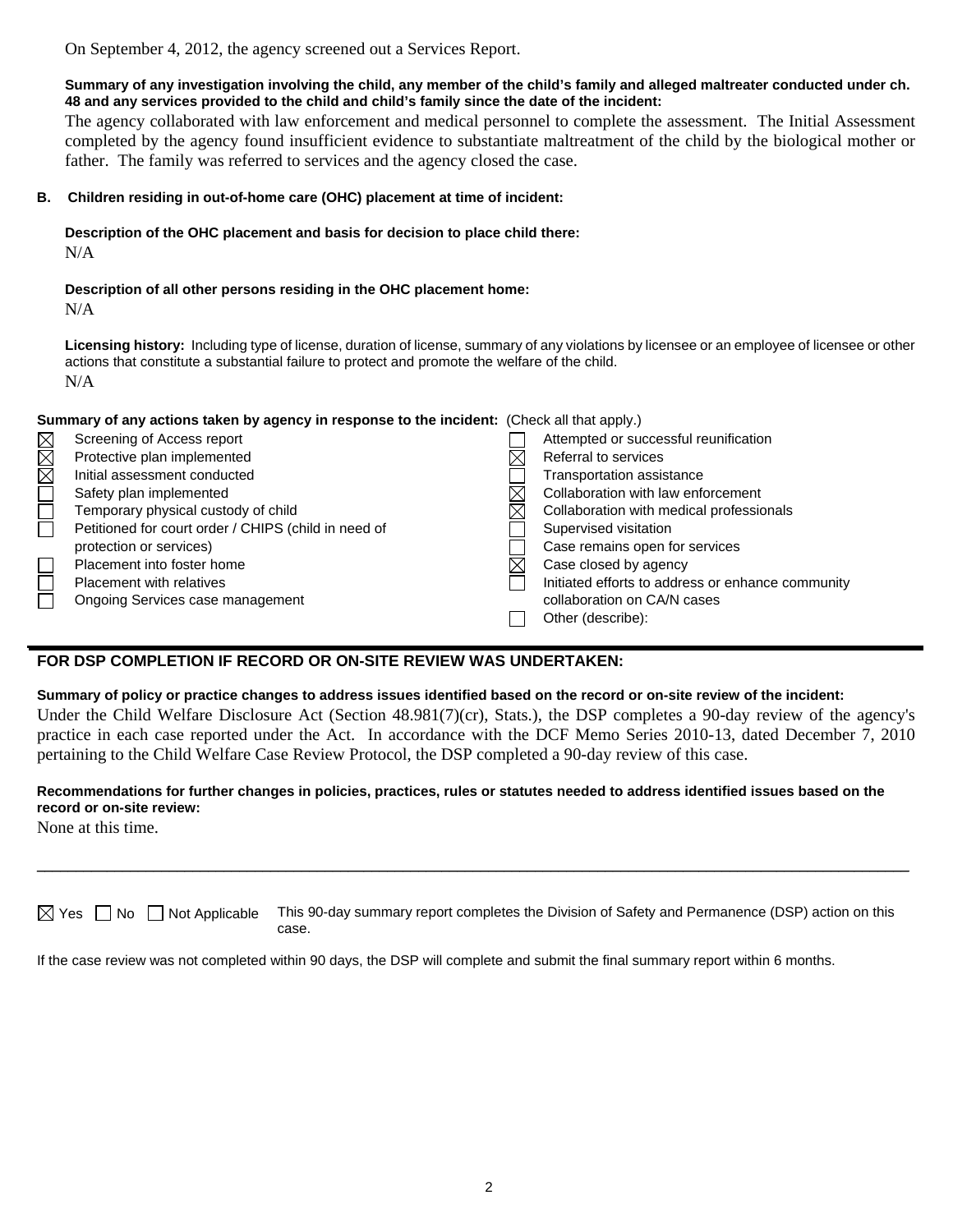On September 4, 2012, the agency screened out a Services Report.

**Summary of any investigation involving the child, any member of the child's family and alleged maltreater conducted under ch. 48 and any services provided to the child and child's family since the date of the incident:**

The agency collaborated with law enforcement and medical personnel to complete the assessment. The Initial Assessment completed by the agency found insufficient evidence to substantiate maltreatment of the child by the biological mother or father. The family was referred to services and the agency closed the case.

**B. Children residing in out-of-home care (OHC) placement at time of incident:**

**Description of the OHC placement and basis for decision to place child there:**

N/A

**Description of all other persons residing in the OHC placement home:**

N/A

**Licensing history:** Including type of license, duration of license, summary of any violations by licensee or an employee of licensee or other actions that constitute a substantial failure to protect and promote the welfare of the child.

N/A

**Summary of any actions taken by agency in response to the incident:** (Check all that apply.)

- ☒ Screening of Access report
- ☒ Protective plan implemented
- ☒ Initial assessment conducted
- ☐ Safety plan implemented
- ☐ Temporary physical custody of child
- ☐ Petitioned for court order / CHIPS (child in need of protection or services)
- ☐ Placement into foster home
- ☐ Placement with relatives
- ☐ Ongoing Services case management
- ☐ Attempted or successful reunification
- ☒ Referral to services
- ☐ Transportation assistance
- ☒ Collaboration with law enforcement
- ☒ Collaboration with medical professionals
- ☐ Supervised visitation
- ☐ Case remains open for services
- ☒ Case closed by agency
- ☐ Initiated efforts to address or enhance community collaboration on CA/N cases
- ☐ Other (describe):

---

## FOR DSP COMPLETION IF RECORD OR ON-SITE REVIEW WAS UNDERTAKEN:

**Summary of policy or practice changes to address issues identified based on the record or on-site review of the incident:**

Under the Child Welfare Disclosure Act (Section 48.981(7)(cr), Stats.), the DSP completes a 90-day review of the agency's practice in each case reported under the Act. In accordance with the DCF Memo Series 2010-13, dated December 7, 2010 pertaining to the Child Welfare Case Review Protocol, the DSP completed a 90-day review of this case.

**Recommendations for further changes in policies, practices, rules or statutes needed to address identified issues based on the record or on-site review:**

None at this time.

---

☒ Yes ☐ No ☐ Not Applicable This 90-day summary report completes the Division of Safety and Permanence (DSP) action on this case.

If the case review was not completed within 90 days, the DSP will complete and submit the final summary report within 6 months.